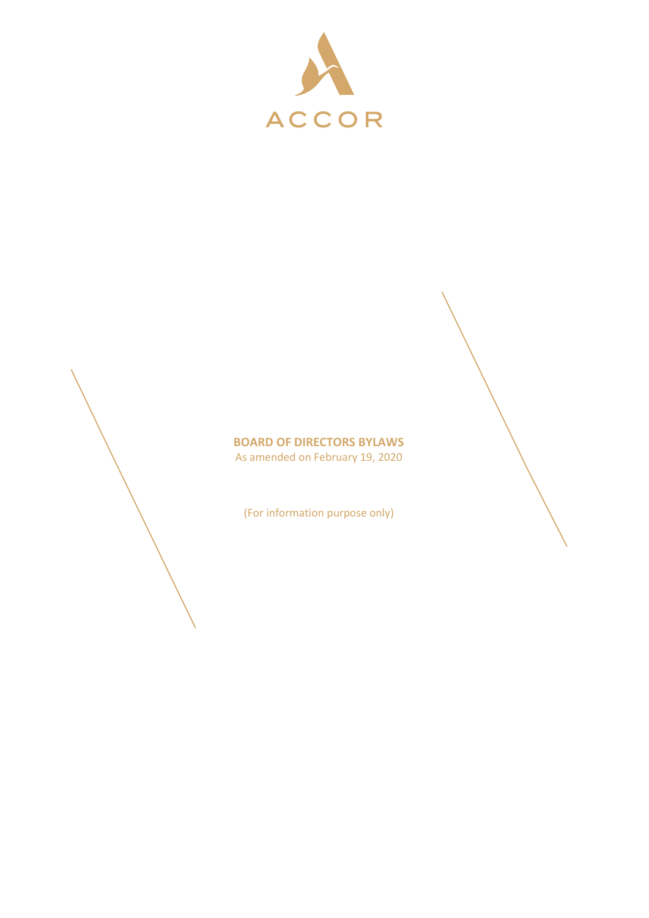ACCOR

# BOARD OF DIRECTORS BYLAWS

As amended on February 19, 2020

(For information purpose only)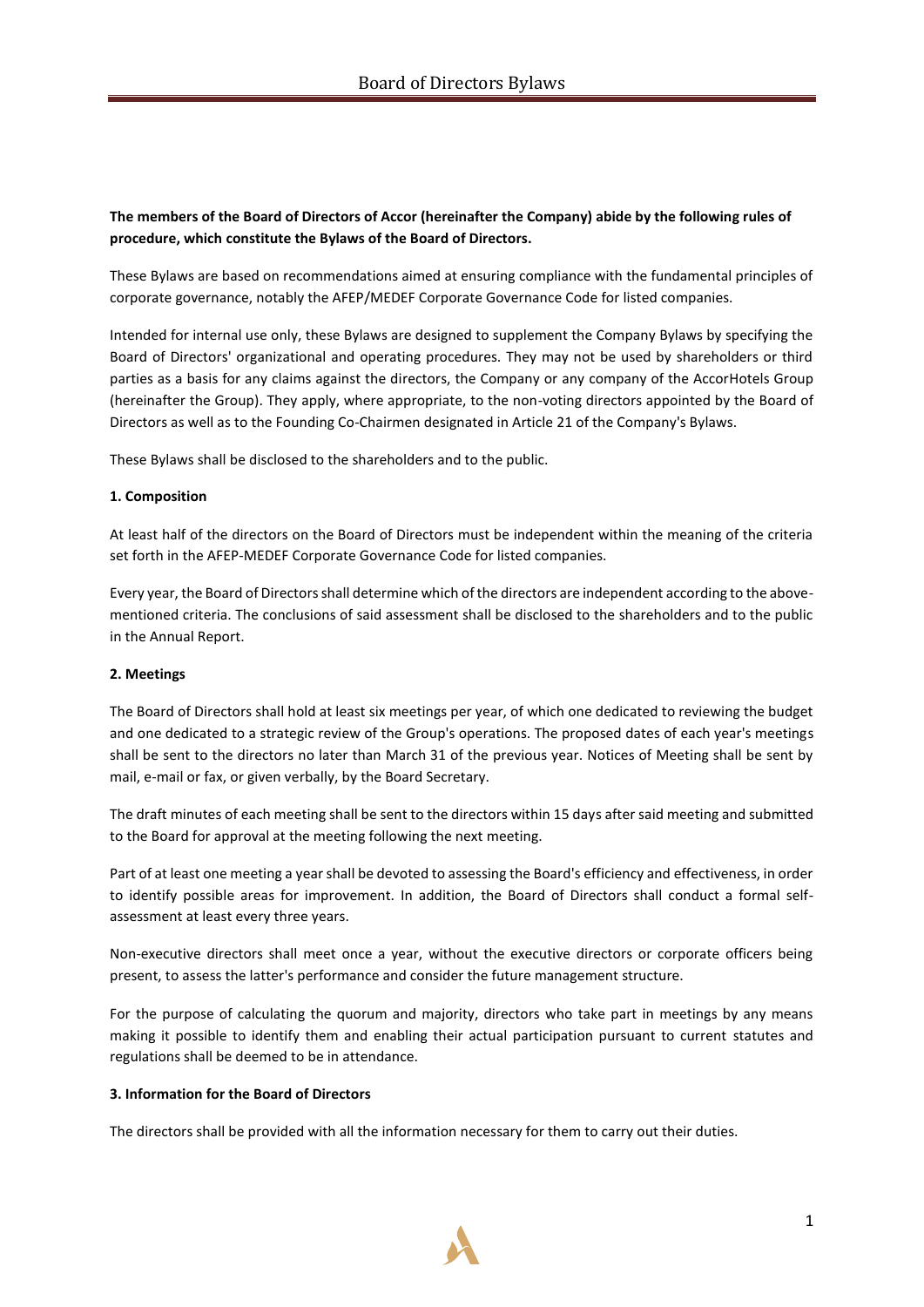**The members of the Board of Directors of Accor (hereinafter the Company) abide by the following rules of procedure, which constitute the Bylaws of the Board of Directors.**

These Bylaws are based on recommendations aimed at ensuring compliance with the fundamental principles of corporate governance, notably the AFEP/MEDEF Corporate Governance Code for listed companies.

Intended for internal use only, these Bylaws are designed to supplement the Company Bylaws by specifying the Board of Directors' organizational and operating procedures. They may not be used by shareholders or third parties as a basis for any claims against the directors, the Company or any company of the AccorHotels Group (hereinafter the Group). They apply, where appropriate, to the non-voting directors appointed by the Board of Directors as well as to the Founding Co-Chairmen designated in Article 21 of the Company's Bylaws.

These Bylaws shall be disclosed to the shareholders and to the public.

**1. Composition**

At least half of the directors on the Board of Directors must be independent within the meaning of the criteria set forth in the AFEP-MEDEF Corporate Governance Code for listed companies.

Every year, the Board of Directors shall determine which of the directors are independent according to the above-mentioned criteria. The conclusions of said assessment shall be disclosed to the shareholders and to the public in the Annual Report.

**2. Meetings**

The Board of Directors shall hold at least six meetings per year, of which one dedicated to reviewing the budget and one dedicated to a strategic review of the Group's operations. The proposed dates of each year's meetings shall be sent to the directors no later than March 31 of the previous year. Notices of Meeting shall be sent by mail, e-mail or fax, or given verbally, by the Board Secretary.

The draft minutes of each meeting shall be sent to the directors within 15 days after said meeting and submitted to the Board for approval at the meeting following the next meeting.

Part of at least one meeting a year shall be devoted to assessing the Board's efficiency and effectiveness, in order to identify possible areas for improvement. In addition, the Board of Directors shall conduct a formal self-assessment at least every three years.

Non-executive directors shall meet once a year, without the executive directors or corporate officers being present, to assess the latter's performance and consider the future management structure.

For the purpose of calculating the quorum and majority, directors who take part in meetings by any means making it possible to identify them and enabling their actual participation pursuant to current statutes and regulations shall be deemed to be in attendance.

**3. Information for the Board of Directors**

The directors shall be provided with all the information necessary for them to carry out their duties.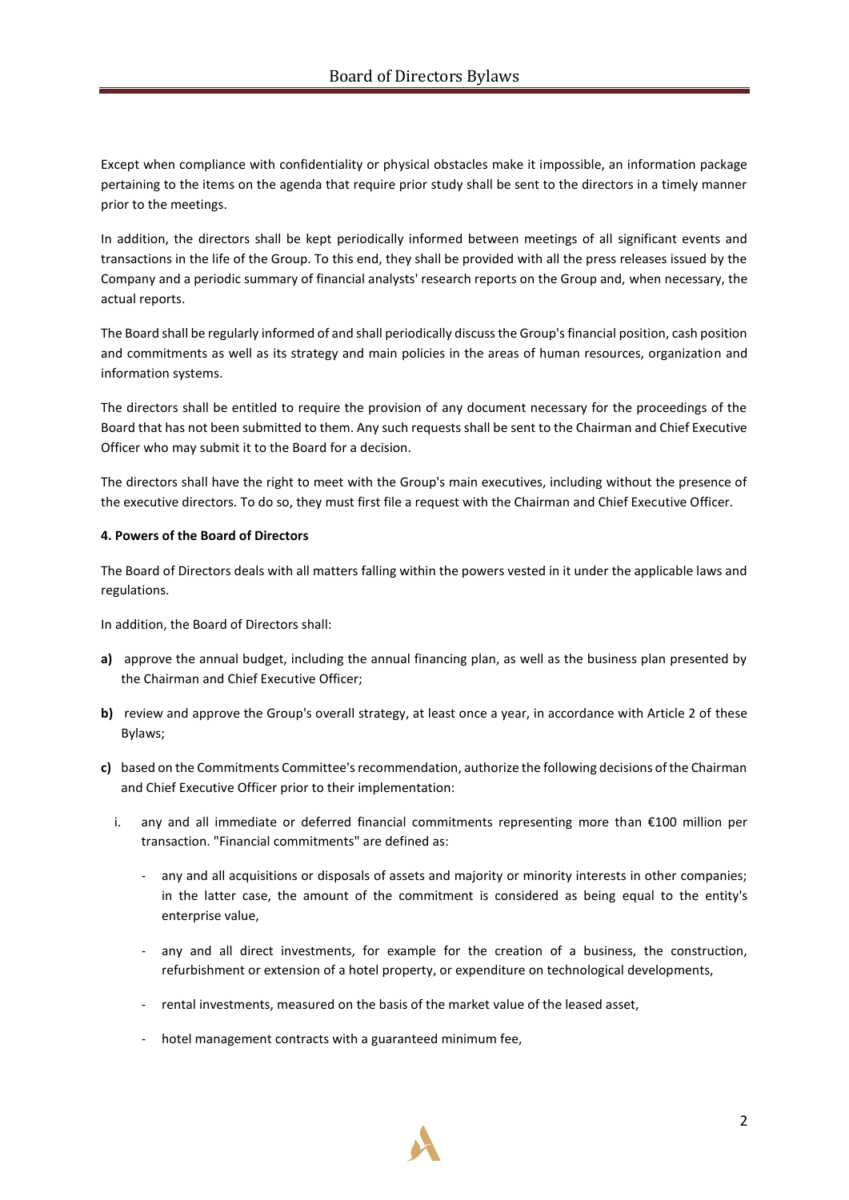Except when compliance with confidentiality or physical obstacles make it impossible, an information package pertaining to the items on the agenda that require prior study shall be sent to the directors in a timely manner prior to the meetings.

In addition, the directors shall be kept periodically informed between meetings of all significant events and transactions in the life of the Group. To this end, they shall be provided with all the press releases issued by the Company and a periodic summary of financial analysts' research reports on the Group and, when necessary, the actual reports.

The Board shall be regularly informed of and shall periodically discuss the Group's financial position, cash position and commitments as well as its strategy and main policies in the areas of human resources, organization and information systems.

The directors shall be entitled to require the provision of any document necessary for the proceedings of the Board that has not been submitted to them. Any such requests shall be sent to the Chairman and Chief Executive Officer who may submit it to the Board for a decision.

The directors shall have the right to meet with the Group's main executives, including without the presence of the executive directors. To do so, they must first file a request with the Chairman and Chief Executive Officer.

**4. Powers of the Board of Directors**

The Board of Directors deals with all matters falling within the powers vested in it under the applicable laws and regulations.

In addition, the Board of Directors shall:

**a)** approve the annual budget, including the annual financing plan, as well as the business plan presented by the Chairman and Chief Executive Officer;

**b)** review and approve the Group's overall strategy, at least once a year, in accordance with Article 2 of these Bylaws;

**c)** based on the Commitments Committee's recommendation, authorize the following decisions of the Chairman and Chief Executive Officer prior to their implementation:

i. any and all immediate or deferred financial commitments representing more than €100 million per transaction. "Financial commitments" are defined as:

- any and all acquisitions or disposals of assets and majority or minority interests in other companies; in the latter case, the amount of the commitment is considered as being equal to the entity's enterprise value,
- any and all direct investments, for example for the creation of a business, the construction, refurbishment or extension of a hotel property, or expenditure on technological developments,
- rental investments, measured on the basis of the market value of the leased asset,
- hotel management contracts with a guaranteed minimum fee,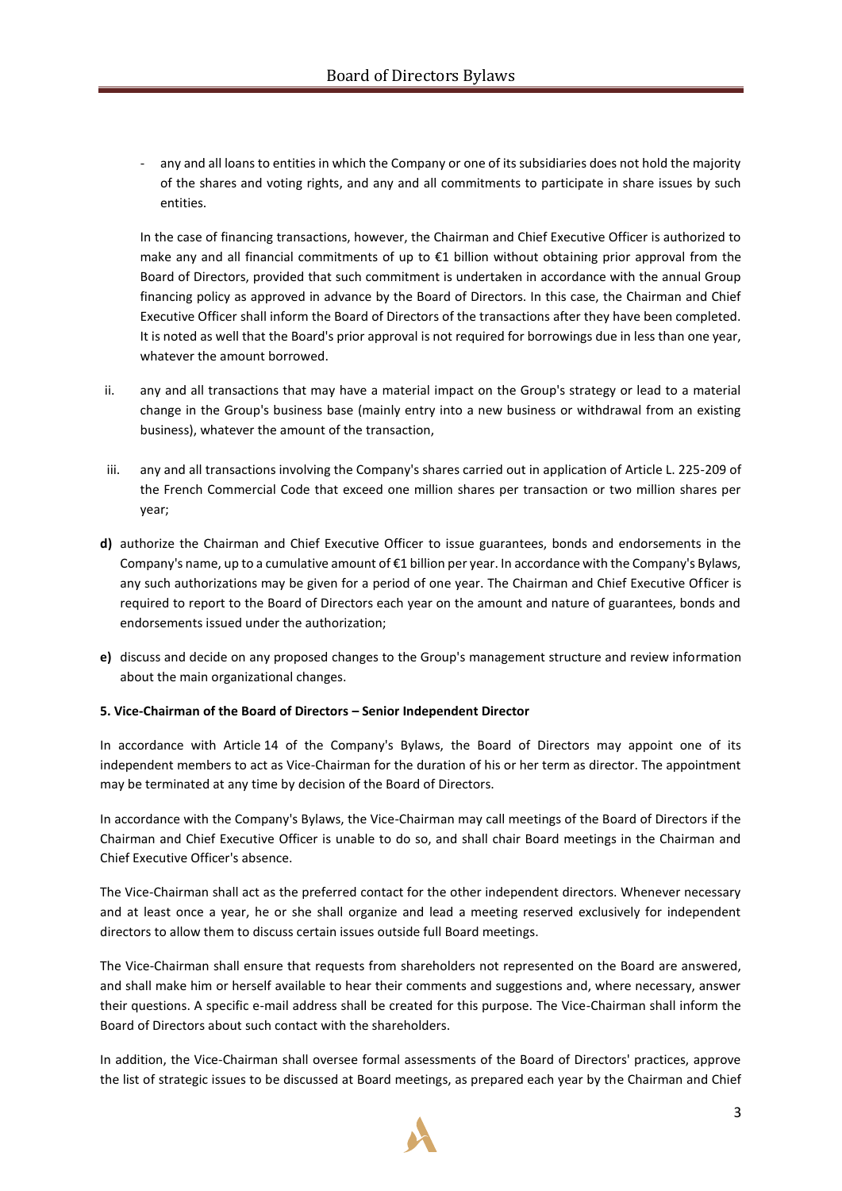- any and all loans to entities in which the Company or one of its subsidiaries does not hold the majority of the shares and voting rights, and any and all commitments to participate in share issues by such entities.

  In the case of financing transactions, however, the Chairman and Chief Executive Officer is authorized to make any and all financial commitments of up to €1 billion without obtaining prior approval from the Board of Directors, provided that such commitment is undertaken in accordance with the annual Group financing policy as approved in advance by the Board of Directors. In this case, the Chairman and Chief Executive Officer shall inform the Board of Directors of the transactions after they have been completed. It is noted as well that the Board's prior approval is not required for borrowings due in less than one year, whatever the amount borrowed.

ii. any and all transactions that may have a material impact on the Group's strategy or lead to a material change in the Group's business base (mainly entry into a new business or withdrawal from an existing business), whatever the amount of the transaction,

iii. any and all transactions involving the Company's shares carried out in application of Article L. 225-209 of the French Commercial Code that exceed one million shares per transaction or two million shares per year;

**d)** authorize the Chairman and Chief Executive Officer to issue guarantees, bonds and endorsements in the Company's name, up to a cumulative amount of €1 billion per year. In accordance with the Company's Bylaws, any such authorizations may be given for a period of one year. The Chairman and Chief Executive Officer is required to report to the Board of Directors each year on the amount and nature of guarantees, bonds and endorsements issued under the authorization;

**e)** discuss and decide on any proposed changes to the Group's management structure and review information about the main organizational changes.

**5. Vice-Chairman of the Board of Directors – Senior Independent Director**

In accordance with Article 14 of the Company's Bylaws, the Board of Directors may appoint one of its independent members to act as Vice-Chairman for the duration of his or her term as director. The appointment may be terminated at any time by decision of the Board of Directors.

In accordance with the Company's Bylaws, the Vice-Chairman may call meetings of the Board of Directors if the Chairman and Chief Executive Officer is unable to do so, and shall chair Board meetings in the Chairman and Chief Executive Officer's absence.

The Vice-Chairman shall act as the preferred contact for the other independent directors. Whenever necessary and at least once a year, he or she shall organize and lead a meeting reserved exclusively for independent directors to allow them to discuss certain issues outside full Board meetings.

The Vice-Chairman shall ensure that requests from shareholders not represented on the Board are answered, and shall make him or herself available to hear their comments and suggestions and, where necessary, answer their questions. A specific e-mail address shall be created for this purpose. The Vice-Chairman shall inform the Board of Directors about such contact with the shareholders.

In addition, the Vice-Chairman shall oversee formal assessments of the Board of Directors' practices, approve the list of strategic issues to be discussed at Board meetings, as prepared each year by the Chairman and Chief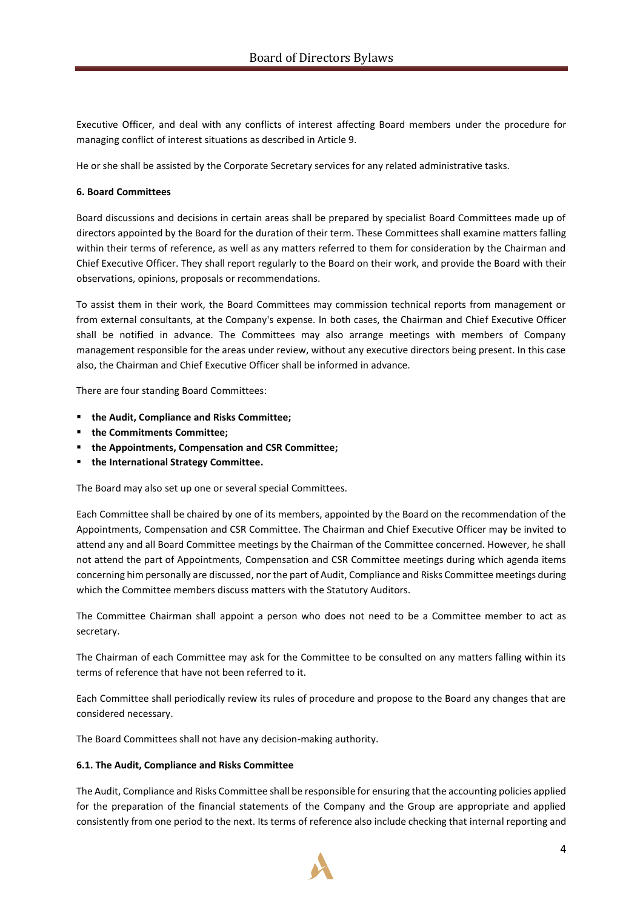Executive Officer, and deal with any conflicts of interest affecting Board members under the procedure for managing conflict of interest situations as described in Article 9.

He or she shall be assisted by the Corporate Secretary services for any related administrative tasks.

#### 6. Board Committees

Board discussions and decisions in certain areas shall be prepared by specialist Board Committees made up of directors appointed by the Board for the duration of their term. These Committees shall examine matters falling within their terms of reference, as well as any matters referred to them for consideration by the Chairman and Chief Executive Officer. They shall report regularly to the Board on their work, and provide the Board with their observations, opinions, proposals or recommendations.

To assist them in their work, the Board Committees may commission technical reports from management or from external consultants, at the Company's expense. In both cases, the Chairman and Chief Executive Officer shall be notified in advance. The Committees may also arrange meetings with members of Company management responsible for the areas under review, without any executive directors being present. In this case also, the Chairman and Chief Executive Officer shall be informed in advance.

There are four standing Board Committees:

- **the Audit, Compliance and Risks Committee;**
- **the Commitments Committee;**
- **the Appointments, Compensation and CSR Committee;**
- **the International Strategy Committee.**

The Board may also set up one or several special Committees.

Each Committee shall be chaired by one of its members, appointed by the Board on the recommendation of the Appointments, Compensation and CSR Committee. The Chairman and Chief Executive Officer may be invited to attend any and all Board Committee meetings by the Chairman of the Committee concerned. However, he shall not attend the part of Appointments, Compensation and CSR Committee meetings during which agenda items concerning him personally are discussed, nor the part of Audit, Compliance and Risks Committee meetings during which the Committee members discuss matters with the Statutory Auditors.

The Committee Chairman shall appoint a person who does not need to be a Committee member to act as secretary.

The Chairman of each Committee may ask for the Committee to be consulted on any matters falling within its terms of reference that have not been referred to it.

Each Committee shall periodically review its rules of procedure and propose to the Board any changes that are considered necessary.

The Board Committees shall not have any decision-making authority.

#### 6.1. The Audit, Compliance and Risks Committee

The Audit, Compliance and Risks Committee shall be responsible for ensuring that the accounting policies applied for the preparation of the financial statements of the Company and the Group are appropriate and applied consistently from one period to the next. Its terms of reference also include checking that internal reporting and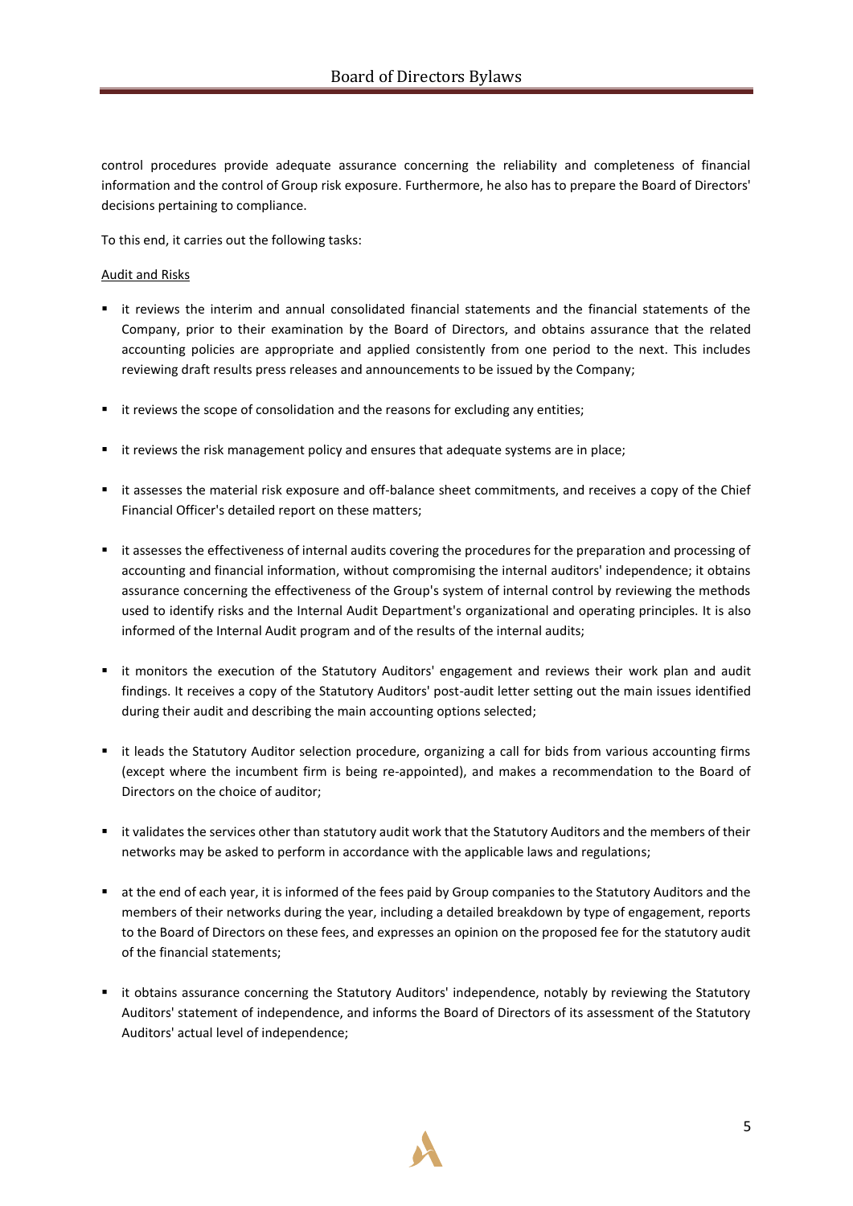control procedures provide adequate assurance concerning the reliability and completeness of financial information and the control of Group risk exposure. Furthermore, he also has to prepare the Board of Directors' decisions pertaining to compliance.

To this end, it carries out the following tasks:

<u>Audit and Risks</u>

- it reviews the interim and annual consolidated financial statements and the financial statements of the Company, prior to their examination by the Board of Directors, and obtains assurance that the related accounting policies are appropriate and applied consistently from one period to the next. This includes reviewing draft results press releases and announcements to be issued by the Company;
- it reviews the scope of consolidation and the reasons for excluding any entities;
- it reviews the risk management policy and ensures that adequate systems are in place;
- it assesses the material risk exposure and off-balance sheet commitments, and receives a copy of the Chief Financial Officer's detailed report on these matters;
- it assesses the effectiveness of internal audits covering the procedures for the preparation and processing of accounting and financial information, without compromising the internal auditors' independence; it obtains assurance concerning the effectiveness of the Group's system of internal control by reviewing the methods used to identify risks and the Internal Audit Department's organizational and operating principles. It is also informed of the Internal Audit program and of the results of the internal audits;
- it monitors the execution of the Statutory Auditors' engagement and reviews their work plan and audit findings. It receives a copy of the Statutory Auditors' post-audit letter setting out the main issues identified during their audit and describing the main accounting options selected;
- it leads the Statutory Auditor selection procedure, organizing a call for bids from various accounting firms (except where the incumbent firm is being re-appointed), and makes a recommendation to the Board of Directors on the choice of auditor;
- it validates the services other than statutory audit work that the Statutory Auditors and the members of their networks may be asked to perform in accordance with the applicable laws and regulations;
- at the end of each year, it is informed of the fees paid by Group companies to the Statutory Auditors and the members of their networks during the year, including a detailed breakdown by type of engagement, reports to the Board of Directors on these fees, and expresses an opinion on the proposed fee for the statutory audit of the financial statements;
- it obtains assurance concerning the Statutory Auditors' independence, notably by reviewing the Statutory Auditors' statement of independence, and informs the Board of Directors of its assessment of the Statutory Auditors' actual level of independence;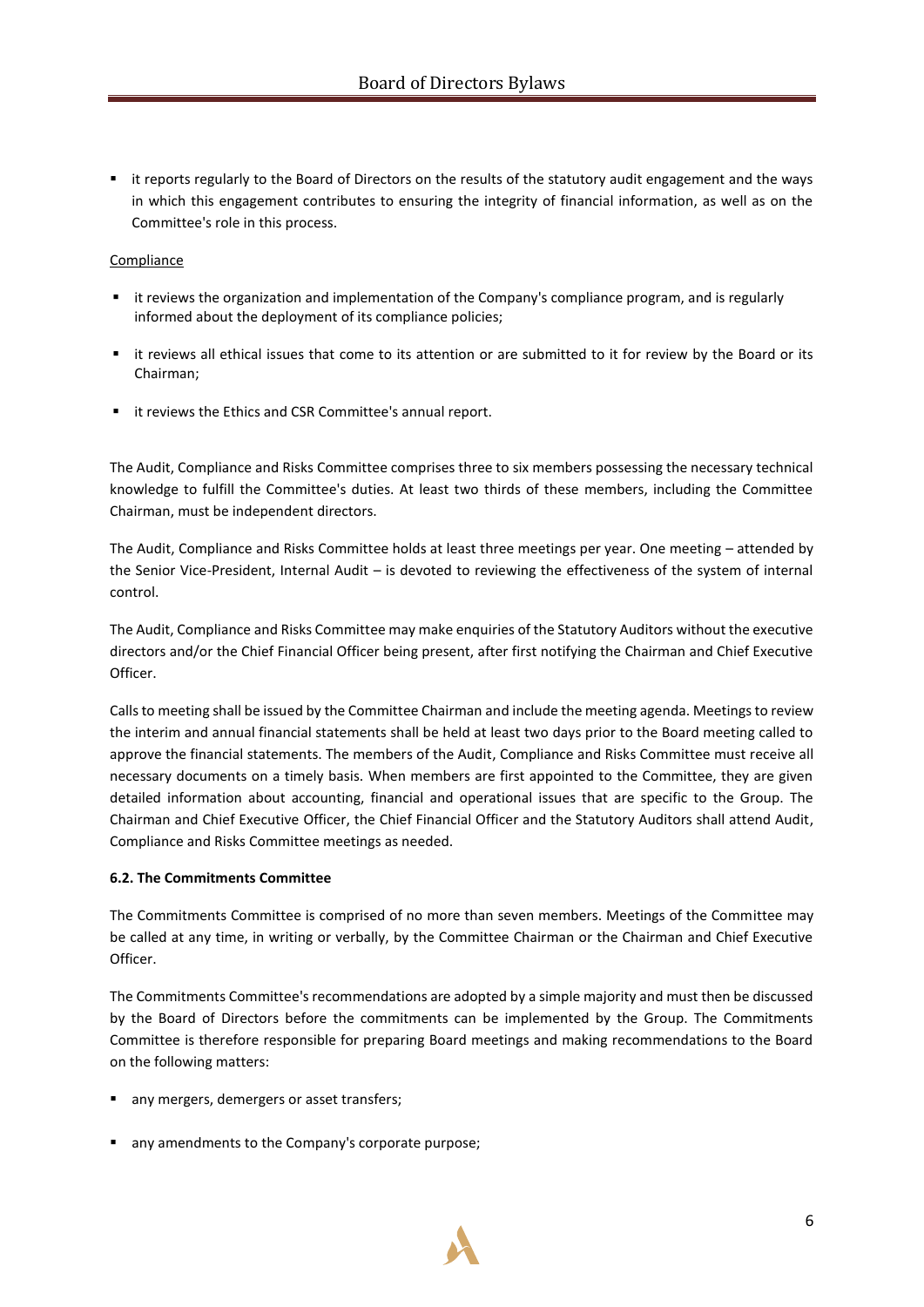- it reports regularly to the Board of Directors on the results of the statutory audit engagement and the ways in which this engagement contributes to ensuring the integrity of financial information, as well as on the Committee's role in this process.

Compliance

- it reviews the organization and implementation of the Company's compliance program, and is regularly informed about the deployment of its compliance policies;
- it reviews all ethical issues that come to its attention or are submitted to it for review by the Board or its Chairman;
- it reviews the Ethics and CSR Committee's annual report.

The Audit, Compliance and Risks Committee comprises three to six members possessing the necessary technical knowledge to fulfill the Committee's duties. At least two thirds of these members, including the Committee Chairman, must be independent directors.

The Audit, Compliance and Risks Committee holds at least three meetings per year. One meeting – attended by the Senior Vice-President, Internal Audit – is devoted to reviewing the effectiveness of the system of internal control.

The Audit, Compliance and Risks Committee may make enquiries of the Statutory Auditors without the executive directors and/or the Chief Financial Officer being present, after first notifying the Chairman and Chief Executive Officer.

Calls to meeting shall be issued by the Committee Chairman and include the meeting agenda. Meetings to review the interim and annual financial statements shall be held at least two days prior to the Board meeting called to approve the financial statements. The members of the Audit, Compliance and Risks Committee must receive all necessary documents on a timely basis. When members are first appointed to the Committee, they are given detailed information about accounting, financial and operational issues that are specific to the Group. The Chairman and Chief Executive Officer, the Chief Financial Officer and the Statutory Auditors shall attend Audit, Compliance and Risks Committee meetings as needed.

**6.2. The Commitments Committee**

The Commitments Committee is comprised of no more than seven members. Meetings of the Committee may be called at any time, in writing or verbally, by the Committee Chairman or the Chairman and Chief Executive Officer.

The Commitments Committee's recommendations are adopted by a simple majority and must then be discussed by the Board of Directors before the commitments can be implemented by the Group. The Commitments Committee is therefore responsible for preparing Board meetings and making recommendations to the Board on the following matters:

- any mergers, demergers or asset transfers;
- any amendments to the Company's corporate purpose;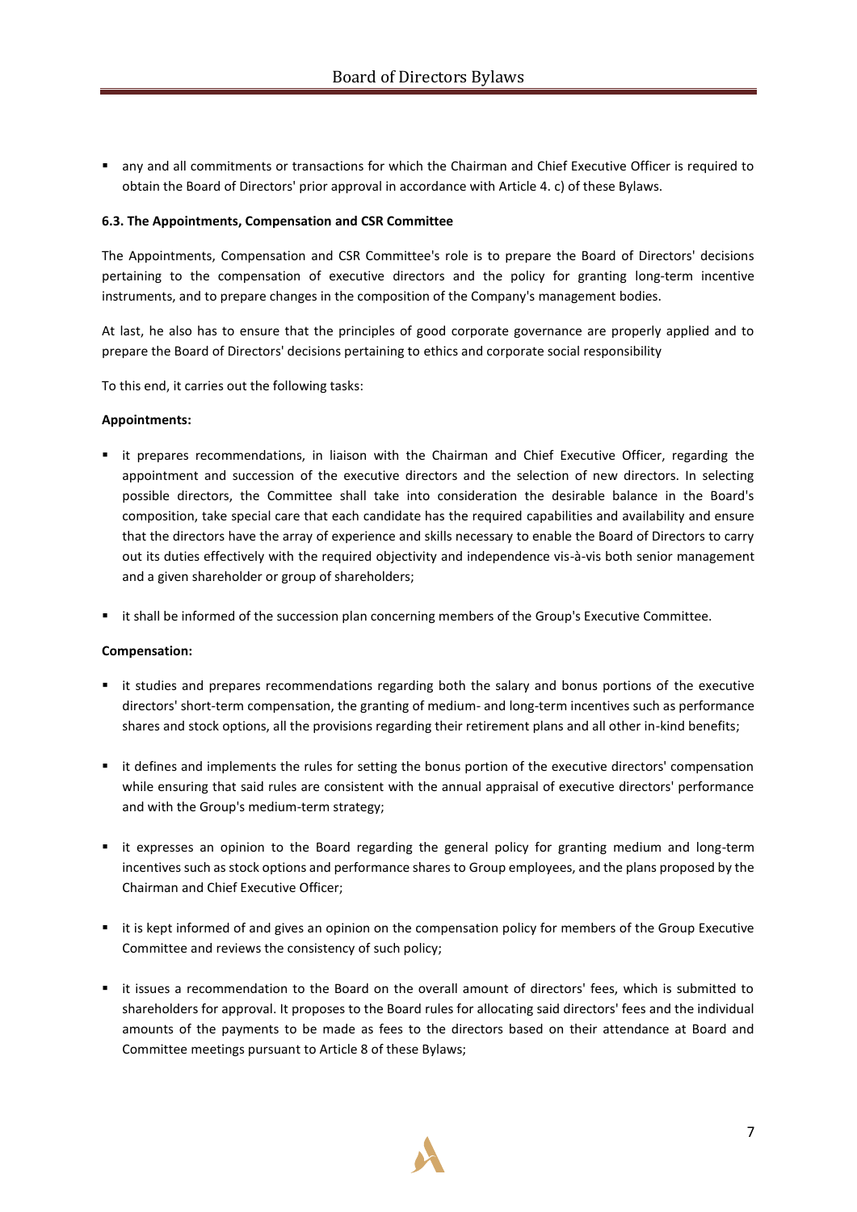- any and all commitments or transactions for which the Chairman and Chief Executive Officer is required to obtain the Board of Directors' prior approval in accordance with Article 4. c) of these Bylaws.

**6.3. The Appointments, Compensation and CSR Committee**

The Appointments, Compensation and CSR Committee's role is to prepare the Board of Directors' decisions pertaining to the compensation of executive directors and the policy for granting long-term incentive instruments, and to prepare changes in the composition of the Company's management bodies.

At last, he also has to ensure that the principles of good corporate governance are properly applied and to prepare the Board of Directors' decisions pertaining to ethics and corporate social responsibility

To this end, it carries out the following tasks:

**Appointments:**

- it prepares recommendations, in liaison with the Chairman and Chief Executive Officer, regarding the appointment and succession of the executive directors and the selection of new directors. In selecting possible directors, the Committee shall take into consideration the desirable balance in the Board's composition, take special care that each candidate has the required capabilities and availability and ensure that the directors have the array of experience and skills necessary to enable the Board of Directors to carry out its duties effectively with the required objectivity and independence vis-à-vis both senior management and a given shareholder or group of shareholders;
- it shall be informed of the succession plan concerning members of the Group's Executive Committee.

**Compensation:**

- it studies and prepares recommendations regarding both the salary and bonus portions of the executive directors' short-term compensation, the granting of medium- and long-term incentives such as performance shares and stock options, all the provisions regarding their retirement plans and all other in-kind benefits;
- it defines and implements the rules for setting the bonus portion of the executive directors' compensation while ensuring that said rules are consistent with the annual appraisal of executive directors' performance and with the Group's medium-term strategy;
- it expresses an opinion to the Board regarding the general policy for granting medium and long-term incentives such as stock options and performance shares to Group employees, and the plans proposed by the Chairman and Chief Executive Officer;
- it is kept informed of and gives an opinion on the compensation policy for members of the Group Executive Committee and reviews the consistency of such policy;
- it issues a recommendation to the Board on the overall amount of directors' fees, which is submitted to shareholders for approval. It proposes to the Board rules for allocating said directors' fees and the individual amounts of the payments to be made as fees to the directors based on their attendance at Board and Committee meetings pursuant to Article 8 of these Bylaws;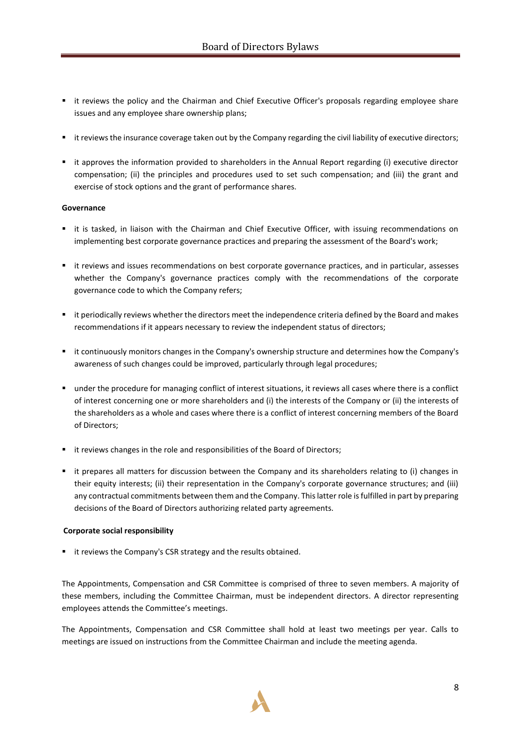- it reviews the policy and the Chairman and Chief Executive Officer's proposals regarding employee share issues and any employee share ownership plans;
- it reviews the insurance coverage taken out by the Company regarding the civil liability of executive directors;
- it approves the information provided to shareholders in the Annual Report regarding (i) executive director compensation; (ii) the principles and procedures used to set such compensation; and (iii) the grant and exercise of stock options and the grant of performance shares.

**Governance**

- it is tasked, in liaison with the Chairman and Chief Executive Officer, with issuing recommendations on implementing best corporate governance practices and preparing the assessment of the Board's work;
- it reviews and issues recommendations on best corporate governance practices, and in particular, assesses whether the Company's governance practices comply with the recommendations of the corporate governance code to which the Company refers;
- it periodically reviews whether the directors meet the independence criteria defined by the Board and makes recommendations if it appears necessary to review the independent status of directors;
- it continuously monitors changes in the Company's ownership structure and determines how the Company's awareness of such changes could be improved, particularly through legal procedures;
- under the procedure for managing conflict of interest situations, it reviews all cases where there is a conflict of interest concerning one or more shareholders and (i) the interests of the Company or (ii) the interests of the shareholders as a whole and cases where there is a conflict of interest concerning members of the Board of Directors;
- it reviews changes in the role and responsibilities of the Board of Directors;
- it prepares all matters for discussion between the Company and its shareholders relating to (i) changes in their equity interests; (ii) their representation in the Company's corporate governance structures; and (iii) any contractual commitments between them and the Company. This latter role is fulfilled in part by preparing decisions of the Board of Directors authorizing related party agreements.

**Corporate social responsibility**

- it reviews the Company's CSR strategy and the results obtained.

The Appointments, Compensation and CSR Committee is comprised of three to seven members. A majority of these members, including the Committee Chairman, must be independent directors. A director representing employees attends the Committee's meetings.

The Appointments, Compensation and CSR Committee shall hold at least two meetings per year. Calls to meetings are issued on instructions from the Committee Chairman and include the meeting agenda.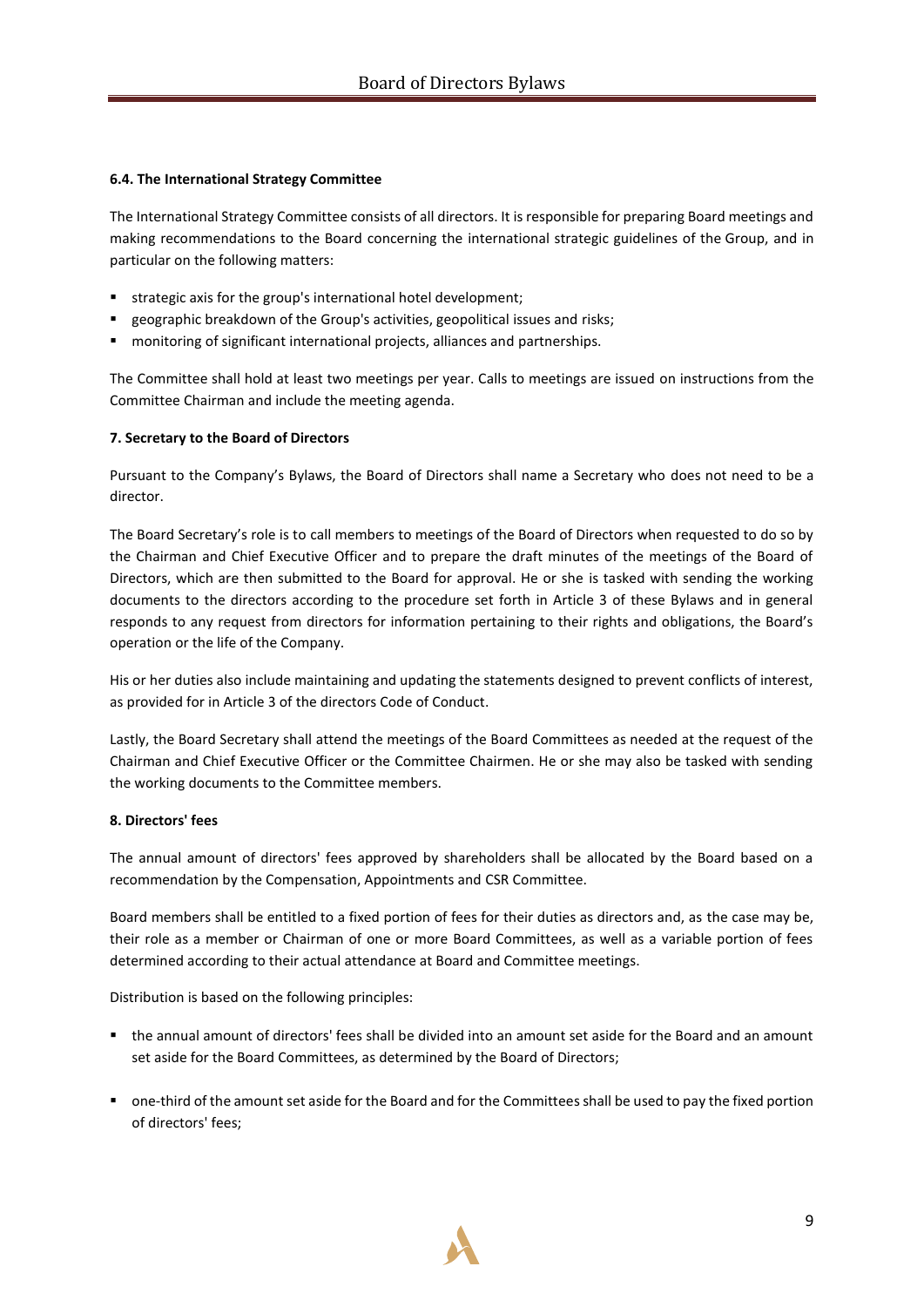#### 6.4. The International Strategy Committee

The International Strategy Committee consists of all directors. It is responsible for preparing Board meetings and making recommendations to the Board concerning the international strategic guidelines of the Group, and in particular on the following matters:

- strategic axis for the group's international hotel development;
- geographic breakdown of the Group's activities, geopolitical issues and risks;
- monitoring of significant international projects, alliances and partnerships.

The Committee shall hold at least two meetings per year. Calls to meetings are issued on instructions from the Committee Chairman and include the meeting agenda.

### 7. Secretary to the Board of Directors

Pursuant to the Company's Bylaws, the Board of Directors shall name a Secretary who does not need to be a director.

The Board Secretary's role is to call members to meetings of the Board of Directors when requested to do so by the Chairman and Chief Executive Officer and to prepare the draft minutes of the meetings of the Board of Directors, which are then submitted to the Board for approval. He or she is tasked with sending the working documents to the directors according to the procedure set forth in Article 3 of these Bylaws and in general responds to any request from directors for information pertaining to their rights and obligations, the Board's operation or the life of the Company.

His or her duties also include maintaining and updating the statements designed to prevent conflicts of interest, as provided for in Article 3 of the directors Code of Conduct.

Lastly, the Board Secretary shall attend the meetings of the Board Committees as needed at the request of the Chairman and Chief Executive Officer or the Committee Chairmen. He or she may also be tasked with sending the working documents to the Committee members.

### 8. Directors' fees

The annual amount of directors' fees approved by shareholders shall be allocated by the Board based on a recommendation by the Compensation, Appointments and CSR Committee.

Board members shall be entitled to a fixed portion of fees for their duties as directors and, as the case may be, their role as a member or Chairman of one or more Board Committees, as well as a variable portion of fees determined according to their actual attendance at Board and Committee meetings.

Distribution is based on the following principles:

- the annual amount of directors' fees shall be divided into an amount set aside for the Board and an amount set aside for the Board Committees, as determined by the Board of Directors;
- one-third of the amount set aside for the Board and for the Committees shall be used to pay the fixed portion of directors' fees;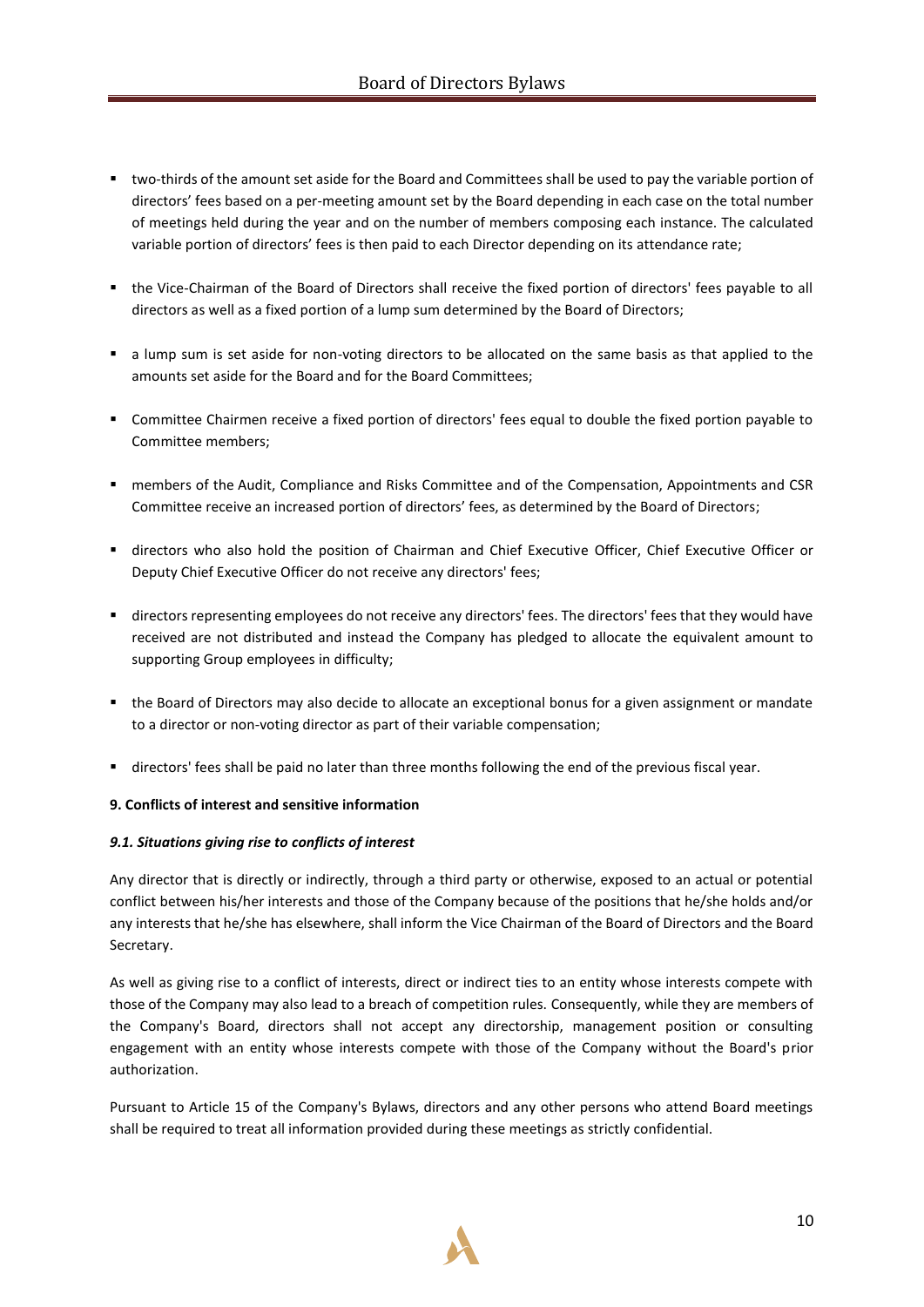- two-thirds of the amount set aside for the Board and Committees shall be used to pay the variable portion of directors' fees based on a per-meeting amount set by the Board depending in each case on the total number of meetings held during the year and on the number of members composing each instance. The calculated variable portion of directors' fees is then paid to each Director depending on its attendance rate;
- the Vice-Chairman of the Board of Directors shall receive the fixed portion of directors' fees payable to all directors as well as a fixed portion of a lump sum determined by the Board of Directors;
- a lump sum is set aside for non-voting directors to be allocated on the same basis as that applied to the amounts set aside for the Board and for the Board Committees;
- Committee Chairmen receive a fixed portion of directors' fees equal to double the fixed portion payable to Committee members;
- members of the Audit, Compliance and Risks Committee and of the Compensation, Appointments and CSR Committee receive an increased portion of directors' fees, as determined by the Board of Directors;
- directors who also hold the position of Chairman and Chief Executive Officer, Chief Executive Officer or Deputy Chief Executive Officer do not receive any directors' fees;
- directors representing employees do not receive any directors' fees. The directors' fees that they would have received are not distributed and instead the Company has pledged to allocate the equivalent amount to supporting Group employees in difficulty;
- the Board of Directors may also decide to allocate an exceptional bonus for a given assignment or mandate to a director or non-voting director as part of their variable compensation;
- directors' fees shall be paid no later than three months following the end of the previous fiscal year.

**9. Conflicts of interest and sensitive information**

***9.1. Situations giving rise to conflicts of interest***

Any director that is directly or indirectly, through a third party or otherwise, exposed to an actual or potential conflict between his/her interests and those of the Company because of the positions that he/she holds and/or any interests that he/she has elsewhere, shall inform the Vice Chairman of the Board of Directors and the Board Secretary.

As well as giving rise to a conflict of interests, direct or indirect ties to an entity whose interests compete with those of the Company may also lead to a breach of competition rules. Consequently, while they are members of the Company's Board, directors shall not accept any directorship, management position or consulting engagement with an entity whose interests compete with those of the Company without the Board's prior authorization.

Pursuant to Article 15 of the Company's Bylaws, directors and any other persons who attend Board meetings shall be required to treat all information provided during these meetings as strictly confidential.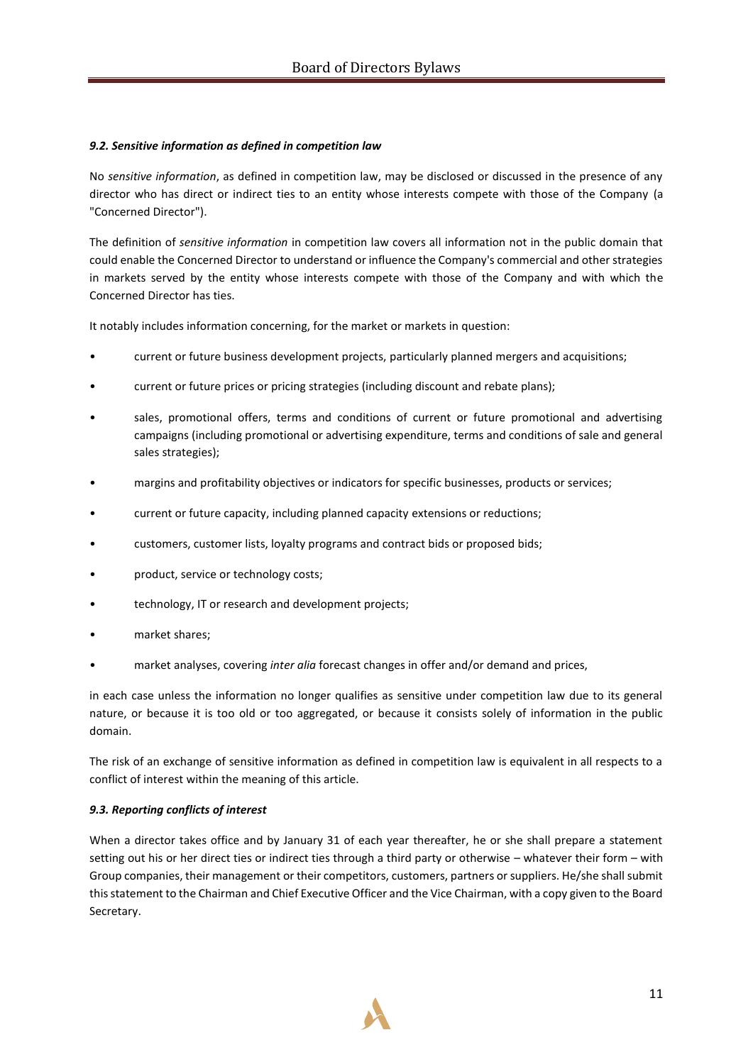### *9.2. Sensitive information as defined in competition law*

No *sensitive information*, as defined in competition law, may be disclosed or discussed in the presence of any director who has direct or indirect ties to an entity whose interests compete with those of the Company (a "Concerned Director").

The definition of *sensitive information* in competition law covers all information not in the public domain that could enable the Concerned Director to understand or influence the Company's commercial and other strategies in markets served by the entity whose interests compete with those of the Company and with which the Concerned Director has ties.

It notably includes information concerning, for the market or markets in question:

- current or future business development projects, particularly planned mergers and acquisitions;
- current or future prices or pricing strategies (including discount and rebate plans);
- sales, promotional offers, terms and conditions of current or future promotional and advertising campaigns (including promotional or advertising expenditure, terms and conditions of sale and general sales strategies);
- margins and profitability objectives or indicators for specific businesses, products or services;
- current or future capacity, including planned capacity extensions or reductions;
- customers, customer lists, loyalty programs and contract bids or proposed bids;
- product, service or technology costs;
- technology, IT or research and development projects;
- market shares;
- market analyses, covering *inter alia* forecast changes in offer and/or demand and prices,

in each case unless the information no longer qualifies as sensitive under competition law due to its general nature, or because it is too old or too aggregated, or because it consists solely of information in the public domain.

The risk of an exchange of sensitive information as defined in competition law is equivalent in all respects to a conflict of interest within the meaning of this article.

### *9.3. Reporting conflicts of interest*

When a director takes office and by January 31 of each year thereafter, he or she shall prepare a statement setting out his or her direct ties or indirect ties through a third party or otherwise – whatever their form – with Group companies, their management or their competitors, customers, partners or suppliers. He/she shall submit this statement to the Chairman and Chief Executive Officer and the Vice Chairman, with a copy given to the Board Secretary.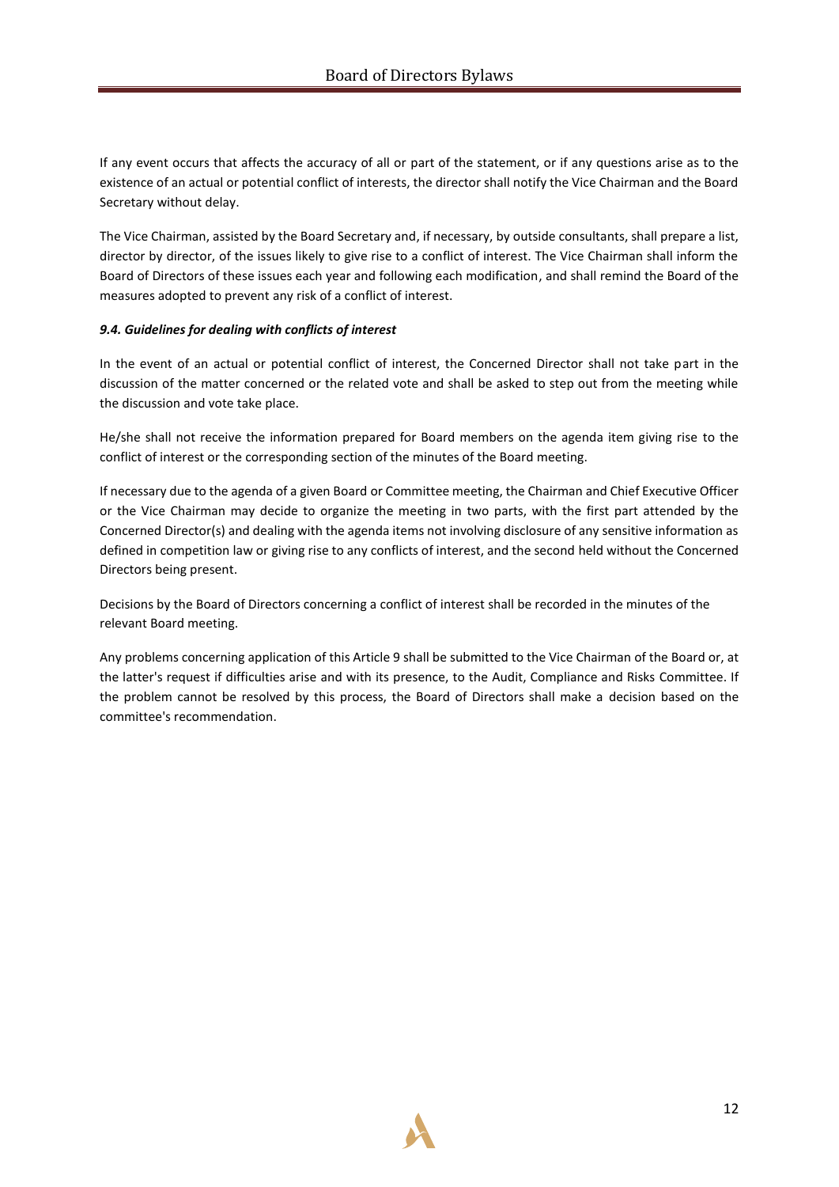If any event occurs that affects the accuracy of all or part of the statement, or if any questions arise as to the existence of an actual or potential conflict of interests, the director shall notify the Vice Chairman and the Board Secretary without delay.

The Vice Chairman, assisted by the Board Secretary and, if necessary, by outside consultants, shall prepare a list, director by director, of the issues likely to give rise to a conflict of interest. The Vice Chairman shall inform the Board of Directors of these issues each year and following each modification, and shall remind the Board of the measures adopted to prevent any risk of a conflict of interest.

### *9.4. Guidelines for dealing with conflicts of interest*

In the event of an actual or potential conflict of interest, the Concerned Director shall not take part in the discussion of the matter concerned or the related vote and shall be asked to step out from the meeting while the discussion and vote take place.

He/she shall not receive the information prepared for Board members on the agenda item giving rise to the conflict of interest or the corresponding section of the minutes of the Board meeting.

If necessary due to the agenda of a given Board or Committee meeting, the Chairman and Chief Executive Officer or the Vice Chairman may decide to organize the meeting in two parts, with the first part attended by the Concerned Director(s) and dealing with the agenda items not involving disclosure of any sensitive information as defined in competition law or giving rise to any conflicts of interest, and the second held without the Concerned Directors being present.

Decisions by the Board of Directors concerning a conflict of interest shall be recorded in the minutes of the relevant Board meeting.

Any problems concerning application of this Article 9 shall be submitted to the Vice Chairman of the Board or, at the latter's request if difficulties arise and with its presence, to the Audit, Compliance and Risks Committee. If the problem cannot be resolved by this process, the Board of Directors shall make a decision based on the committee's recommendation.